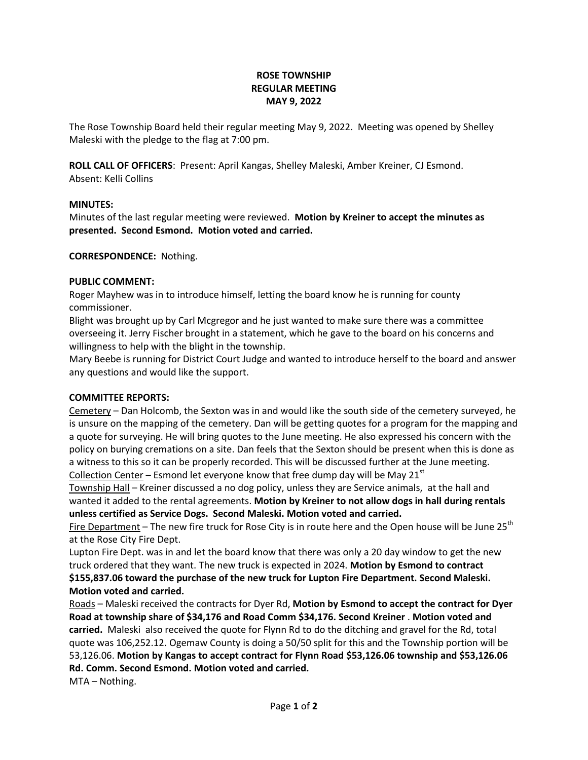# ROSE TOWNSHIP
# REGULAR MEETING
# MAY 9, 2022

The Rose Township Board held their regular meeting May 9, 2022. Meeting was opened by Shelley Maleski with the pledge to the flag at 7:00 pm.

**ROLL CALL OF OFFICERS**: Present: April Kangas, Shelley Maleski, Amber Kreiner, CJ Esmond. Absent: Kelli Collins

**MINUTES:**
Minutes of the last regular meeting were reviewed. **Motion by Kreiner to accept the minutes as presented. Second Esmond. Motion voted and carried.**

**CORRESPONDENCE:** Nothing.

**PUBLIC COMMENT:**
Roger Mayhew was in to introduce himself, letting the board know he is running for county commissioner.
Blight was brought up by Carl Mcgregor and he just wanted to make sure there was a committee overseeing it. Jerry Fischer brought in a statement, which he gave to the board on his concerns and willingness to help with the blight in the township.
Mary Beebe is running for District Court Judge and wanted to introduce herself to the board and answer any questions and would like the support.

**COMMITTEE REPORTS:**
Cemetery – Dan Holcomb, the Sexton was in and would like the south side of the cemetery surveyed, he is unsure on the mapping of the cemetery. Dan will be getting quotes for a program for the mapping and a quote for surveying. He will bring quotes to the June meeting. He also expressed his concern with the policy on burying cremations on a site. Dan feels that the Sexton should be present when this is done as a witness to this so it can be properly recorded. This will be discussed further at the June meeting.
Collection Center – Esmond let everyone know that free dump day will be May 21st
Township Hall – Kreiner discussed a no dog policy, unless they are Service animals, at the hall and wanted it added to the rental agreements. **Motion by Kreiner to not allow dogs in hall during rentals unless certified as Service Dogs. Second Maleski. Motion voted and carried.**
Fire Department – The new fire truck for Rose City is in route here and the Open house will be June 25th at the Rose City Fire Dept.
Lupton Fire Dept. was in and let the board know that there was only a 20 day window to get the new truck ordered that they want. The new truck is expected in 2024. **Motion by Esmond to contract $155,837.06 toward the purchase of the new truck for Lupton Fire Department. Second Maleski. Motion voted and carried.**
Roads – Maleski received the contracts for Dyer Rd, **Motion by Esmond to accept the contract for Dyer Road at township share of $34,176 and Road Comm $34,176. Second Kreiner . Motion voted and carried.** Maleski also received the quote for Flynn Rd to do the ditching and gravel for the Rd, total quote was 106,252.12. Ogemaw County is doing a 50/50 split for this and the Township portion will be 53,126.06. **Motion by Kangas to accept contract for Flynn Road $53,126.06 township and $53,126.06 Rd. Comm. Second Esmond. Motion voted and carried.**
MTA – Nothing.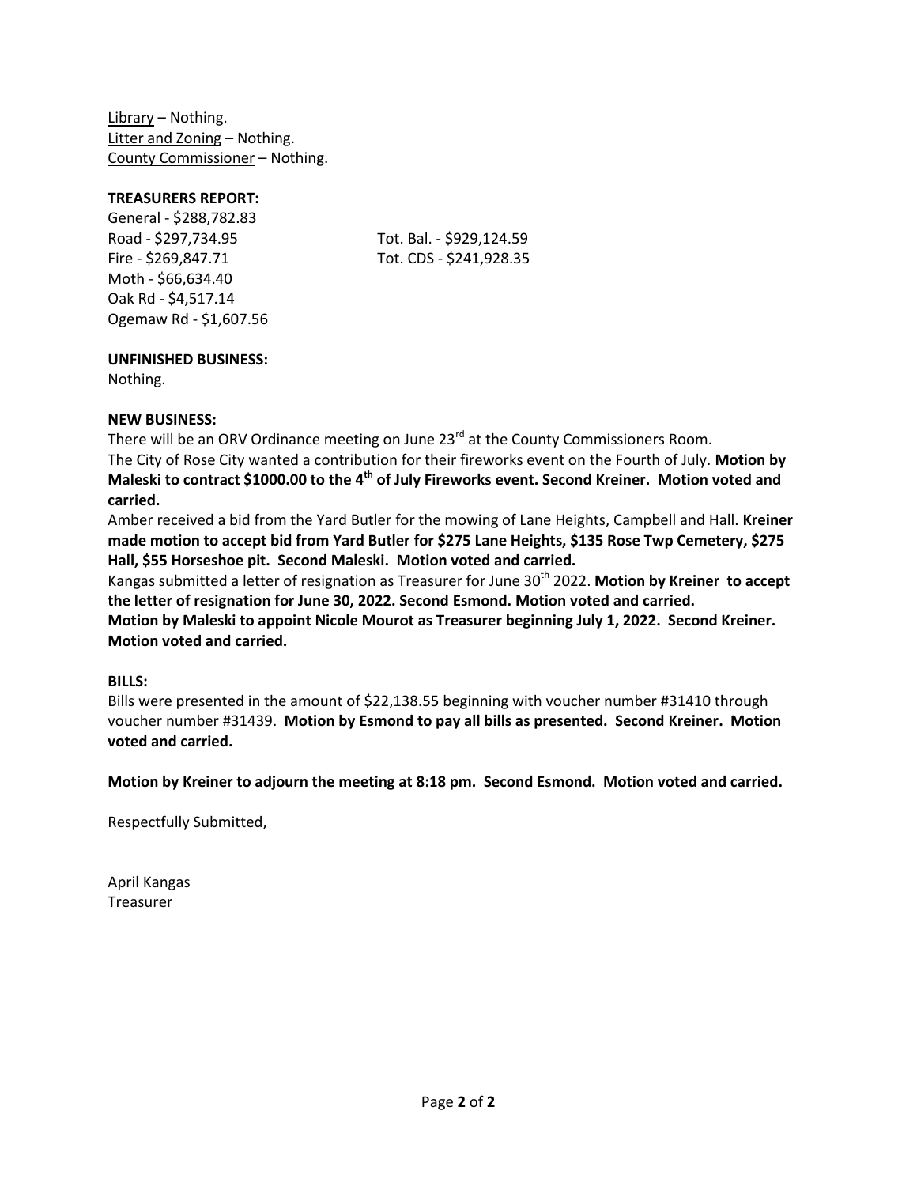Library – Nothing.
Litter and Zoning – Nothing.
County Commissioner – Nothing.

**TREASURERS REPORT:**

General - $288,782.83
Road - $297,734.95
Fire - $269,847.71
Moth - $66,634.40
Oak Rd - $4,517.14
Ogemaw Rd - $1,607.56

Tot. Bal. - $929,124.59
Tot. CDS - $241,928.35

**UNFINISHED BUSINESS:**

Nothing.

**NEW BUSINESS:**

There will be an ORV Ordinance meeting on June 23rd at the County Commissioners Room.
The City of Rose City wanted a contribution for their fireworks event on the Fourth of July. **Motion by Maleski to contract $1000.00 to the 4th of July Fireworks event. Second Kreiner. Motion voted and carried.**
Amber received a bid from the Yard Butler for the mowing of Lane Heights, Campbell and Hall. **Kreiner made motion to accept bid from Yard Butler for $275 Lane Heights, $135 Rose Twp Cemetery, $275 Hall, $55 Horseshoe pit. Second Maleski. Motion voted and carried.**
Kangas submitted a letter of resignation as Treasurer for June 30th 2022. **Motion by Kreiner to accept the letter of resignation for June 30, 2022. Second Esmond. Motion voted and carried.**
**Motion by Maleski to appoint Nicole Mourot as Treasurer beginning July 1, 2022. Second Kreiner. Motion voted and carried.**

**BILLS:**

Bills were presented in the amount of $22,138.55 beginning with voucher number #31410 through voucher number #31439. **Motion by Esmond to pay all bills as presented. Second Kreiner. Motion voted and carried.**

**Motion by Kreiner to adjourn the meeting at 8:18 pm. Second Esmond. Motion voted and carried.**

Respectfully Submitted,

April Kangas
Treasurer